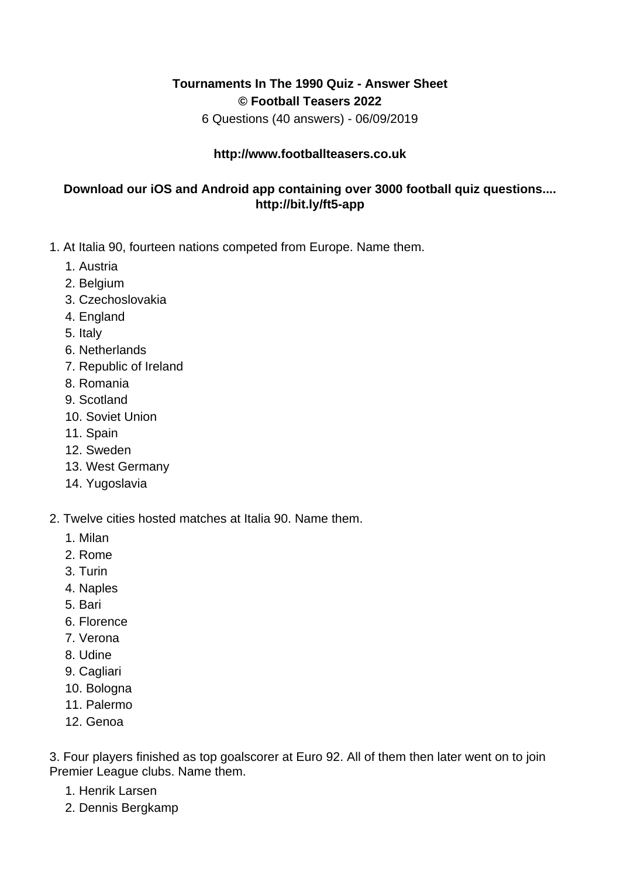**Tournaments In The 1990 Quiz - Answer Sheet**
**© Football Teasers 2022**
6 Questions (40 answers) - 06/09/2019

**http://www.footballteasers.co.uk**

**Download our iOS and Android app containing over 3000 football quiz questions.... http://bit.ly/ft5-app**

1. At Italia 90, fourteen nations competed from Europe. Name them.
   1. Austria
   2. Belgium
   3. Czechoslovakia
   4. England
   5. Italy
   6. Netherlands
   7. Republic of Ireland
   8. Romania
   9. Scotland
   10. Soviet Union
   11. Spain
   12. Sweden
   13. West Germany
   14. Yugoslavia

2. Twelve cities hosted matches at Italia 90. Name them.
   1. Milan
   2. Rome
   3. Turin
   4. Naples
   5. Bari
   6. Florence
   7. Verona
   8. Udine
   9. Cagliari
   10. Bologna
   11. Palermo
   12. Genoa

3. Four players finished as top goalscorer at Euro 92. All of them then later went on to join Premier League clubs. Name them.
   1. Henrik Larsen
   2. Dennis Bergkamp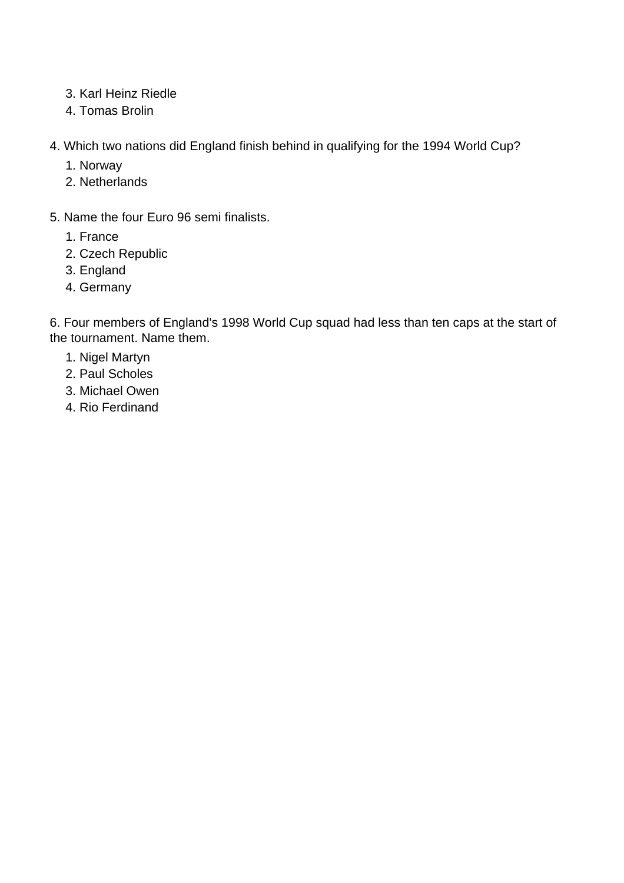3. Karl Heinz Riedle
4. Tomas Brolin

4. Which two nations did England finish behind in qualifying for the 1994 World Cup?

   1. Norway
   2. Netherlands

5. Name the four Euro 96 semi finalists.

   1. France
   2. Czech Republic
   3. England
   4. Germany

6. Four members of England's 1998 World Cup squad had less than ten caps at the start of the tournament. Name them.

   1. Nigel Martyn
   2. Paul Scholes
   3. Michael Owen
   4. Rio Ferdinand